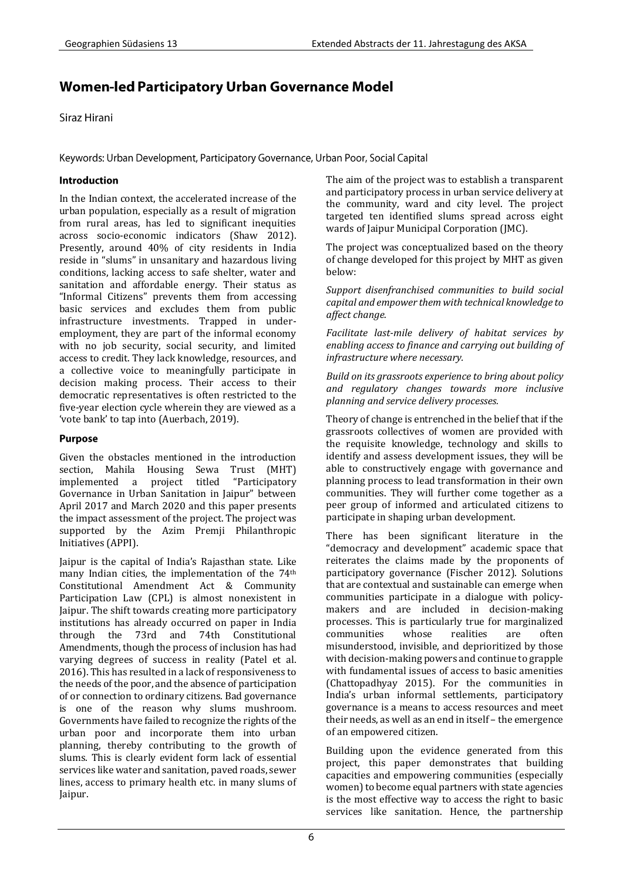# Women-led Participatory Urban Governance Model

Siraz Hirani

Keywords: Urban Development, Participatory Governance, Urban Poor, Social Capital

## Introduction

In the Indian context, the accelerated increase of the urban population, especially as a result of migration from rural areas, has led to significant inequities across socio-economic indicators (Shaw 2012). Presently, around 40% of city residents in India reside in "slums" in unsanitary and hazardous living conditions, lacking access to safe shelter, water and sanitation and affordable energy. Their status as "Informal Citizens" prevents them from accessing basic services and excludes them from public infrastructure investments. Trapped in under-employment, they are part of the informal economy with no job security, social security, and limited access to credit. They lack knowledge, resources, and a collective voice to meaningfully participate in decision making process. Their access to their democratic representatives is often restricted to the five-year election cycle wherein they are viewed as a 'vote bank' to tap into (Auerbach, 2019).

## Purpose

Given the obstacles mentioned in the introduction section, Mahila Housing Sewa Trust (MHT) implemented a project titled "Participatory Governance in Urban Sanitation in Jaipur" between April 2017 and March 2020 and this paper presents the impact assessment of the project. The project was supported by the Azim Premji Philanthropic Initiatives (APPI).

Jaipur is the capital of India's Rajasthan state. Like many Indian cities, the implementation of the 74th Constitutional Amendment Act & Community Participation Law (CPL) is almost nonexistent in Jaipur. The shift towards creating more participatory institutions has already occurred on paper in India through the 73rd and 74th Constitutional Amendments, though the process of inclusion has had varying degrees of success in reality (Patel et al. 2016). This has resulted in a lack of responsiveness to the needs of the poor, and the absence of participation of or connection to ordinary citizens. Bad governance is one of the reason why slums mushroom. Governments have failed to recognize the rights of the urban poor and incorporate them into urban planning, thereby contributing to the growth of slums. This is clearly evident form lack of essential services like water and sanitation, paved roads, sewer lines, access to primary health etc. in many slums of Jaipur.

The aim of the project was to establish a transparent and participatory process in urban service delivery at the community, ward and city level. The project targeted ten identified slums spread across eight wards of Jaipur Municipal Corporation (JMC).

The project was conceptualized based on the theory of change developed for this project by MHT as given below:

*Support disenfranchised communities to build social capital and empower them with technical knowledge to affect change.*

*Facilitate last-mile delivery of habitat services by enabling access to finance and carrying out building of infrastructure where necessary.*

*Build on its grassroots experience to bring about policy and regulatory changes towards more inclusive planning and service delivery processes.*

Theory of change is entrenched in the belief that if the grassroots collectives of women are provided with the requisite knowledge, technology and skills to identify and assess development issues, they will be able to constructively engage with governance and planning process to lead transformation in their own communities. They will further come together as a peer group of informed and articulated citizens to participate in shaping urban development.

There has been significant literature in the "democracy and development" academic space that reiterates the claims made by the proponents of participatory governance (Fischer 2012). Solutions that are contextual and sustainable can emerge when communities participate in a dialogue with policy-makers and are included in decision-making processes. This is particularly true for marginalized communities whose realities are often misunderstood, invisible, and deprioritized by those with decision-making powers and continue to grapple with fundamental issues of access to basic amenities (Chattopadhyay 2015). For the communities in India's urban informal settlements, participatory governance is a means to access resources and meet their needs, as well as an end in itself – the emergence of an empowered citizen.

Building upon the evidence generated from this project, this paper demonstrates that building capacities and empowering communities (especially women) to become equal partners with state agencies is the most effective way to access the right to basic services like sanitation. Hence, the partnership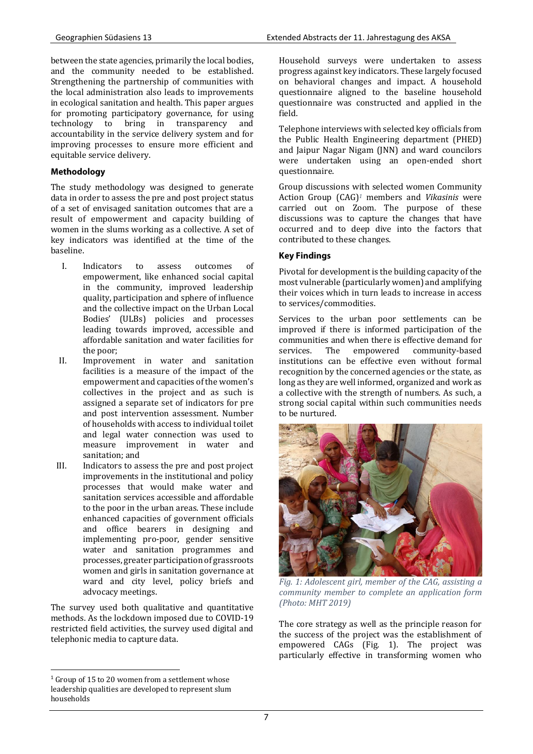between the state agencies, primarily the local bodies, and the community needed to be established. Strengthening the partnership of communities with the local administration also leads to improvements in ecological sanitation and health. This paper argues for promoting participatory governance, for using technology to bring in transparency and accountability in the service delivery system and for improving processes to ensure more efficient and equitable service delivery.

## Methodology

The study methodology was designed to generate data in order to assess the pre and post project status of a set of envisaged sanitation outcomes that are a result of empowerment and capacity building of women in the slums working as a collective. A set of key indicators was identified at the time of the baseline.

I. Indicators to assess outcomes of empowerment, like enhanced social capital in the community, improved leadership quality, participation and sphere of influence and the collective impact on the Urban Local Bodies' (ULBs) policies and processes leading towards improved, accessible and affordable sanitation and water facilities for the poor;

II. Improvement in water and sanitation facilities is a measure of the impact of the empowerment and capacities of the women's collectives in the project and as such is assigned a separate set of indicators for pre and post intervention assessment. Number of households with access to individual toilet and legal water connection was used to measure improvement in water and sanitation; and

III. Indicators to assess the pre and post project improvements in the institutional and policy processes that would make water and sanitation services accessible and affordable to the poor in the urban areas. These include enhanced capacities of government officials and office bearers in designing and implementing pro-poor, gender sensitive water and sanitation programmes and processes, greater participation of grassroots women and girls in sanitation governance at ward and city level, policy briefs and advocacy meetings.

The survey used both qualitative and quantitative methods. As the lockdown imposed due to COVID-19 restricted field activities, the survey used digital and telephonic media to capture data.

Household surveys were undertaken to assess progress against key indicators. These largely focused on behavioral changes and impact. A household questionnaire aligned to the baseline household questionnaire was constructed and applied in the field.

Telephone interviews with selected key officials from the Public Health Engineering department (PHED) and Jaipur Nagar Nigam (JNN) and ward councilors were undertaken using an open-ended short questionnaire.

Group discussions with selected women Community Action Group (CAG)[1] members and *Vikasinis* were carried out on Zoom. The purpose of these discussions was to capture the changes that have occurred and to deep dive into the factors that contributed to these changes.

## Key Findings

Pivotal for development is the building capacity of the most vulnerable (particularly women) and amplifying their voices which in turn leads to increase in access to services/commodities.

Services to the urban poor settlements can be improved if there is informed participation of the communities and when there is effective demand for services. The empowered community-based institutions can be effective even without formal recognition by the concerned agencies or the state, as long as they are well informed, organized and work as a collective with the strength of numbers. As such, a strong social capital within such communities needs to be nurtured.

*Fig. 1: Adolescent girl, member of the CAG, assisting a community member to complete an application form (Photo: MHT 2019)*

The core strategy as well as the principle reason for the success of the project was the establishment of empowered CAGs (Fig. 1). The project was particularly effective in transforming women who

[1] Group of 15 to 20 women from a settlement whose leadership qualities are developed to represent slum households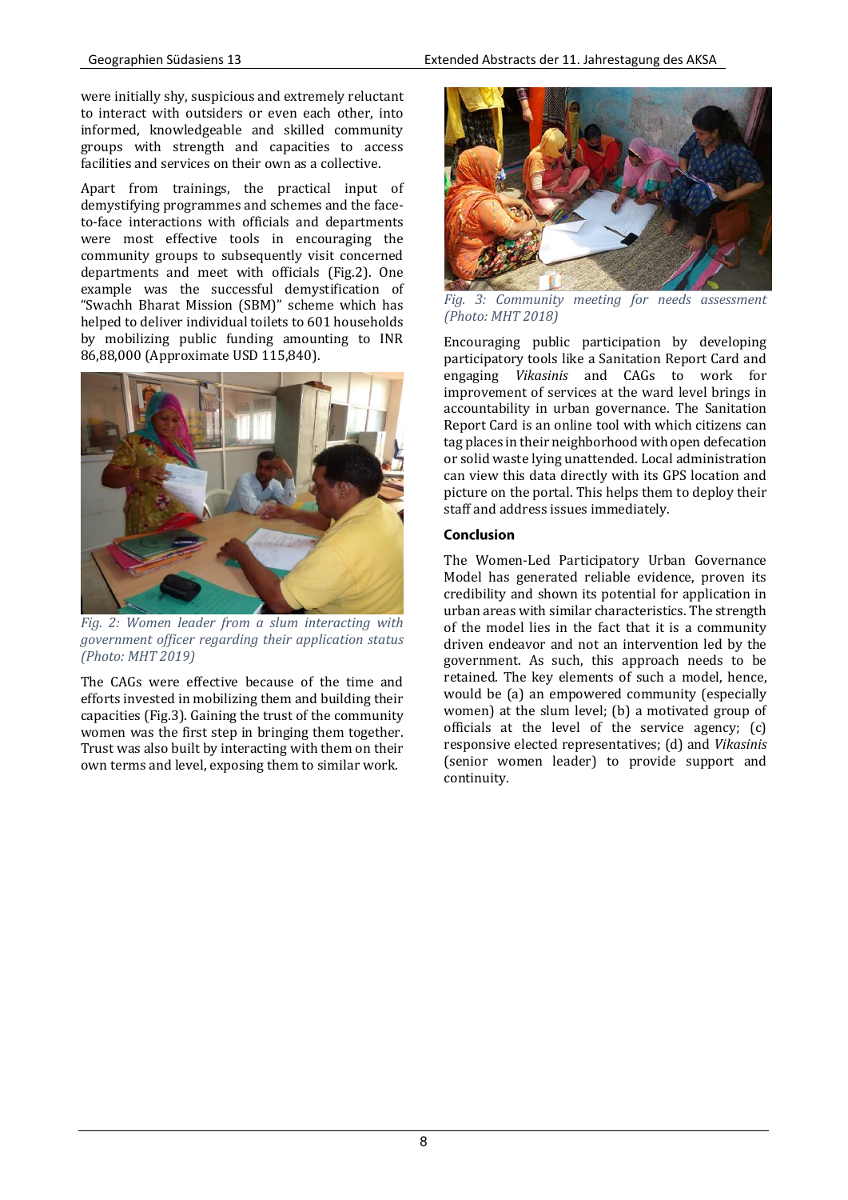were initially shy, suspicious and extremely reluctant to interact with outsiders or even each other, into informed, knowledgeable and skilled community groups with strength and capacities to access facilities and services on their own as a collective.

Apart from trainings, the practical input of demystifying programmes and schemes and the face-to-face interactions with officials and departments were most effective tools in encouraging the community groups to subsequently visit concerned departments and meet with officials (Fig.2). One example was the successful demystification of "Swachh Bharat Mission (SBM)" scheme which has helped to deliver individual toilets to 601 households by mobilizing public funding amounting to INR 86,88,000 (Approximate USD 115,840).

*Fig. 2: Women leader from a slum interacting with government officer regarding their application status (Photo: MHT 2019)*

The CAGs were effective because of the time and efforts invested in mobilizing them and building their capacities (Fig.3). Gaining the trust of the community women was the first step in bringing them together. Trust was also built by interacting with them on their own terms and level, exposing them to similar work.

*Fig. 3: Community meeting for needs assessment (Photo: MHT 2018)*

Encouraging public participation by developing participatory tools like a Sanitation Report Card and engaging *Vikasinis* and CAGs to work for improvement of services at the ward level brings in accountability in urban governance. The Sanitation Report Card is an online tool with which citizens can tag places in their neighborhood with open defecation or solid waste lying unattended. Local administration can view this data directly with its GPS location and picture on the portal. This helps them to deploy their staff and address issues immediately.

## Conclusion

The Women-Led Participatory Urban Governance Model has generated reliable evidence, proven its credibility and shown its potential for application in urban areas with similar characteristics. The strength of the model lies in the fact that it is a community driven endeavor and not an intervention led by the government. As such, this approach needs to be retained. The key elements of such a model, hence, would be (a) an empowered community (especially women) at the slum level; (b) a motivated group of officials at the level of the service agency; (c) responsive elected representatives; (d) and *Vikasinis* (senior women leader) to provide support and continuity.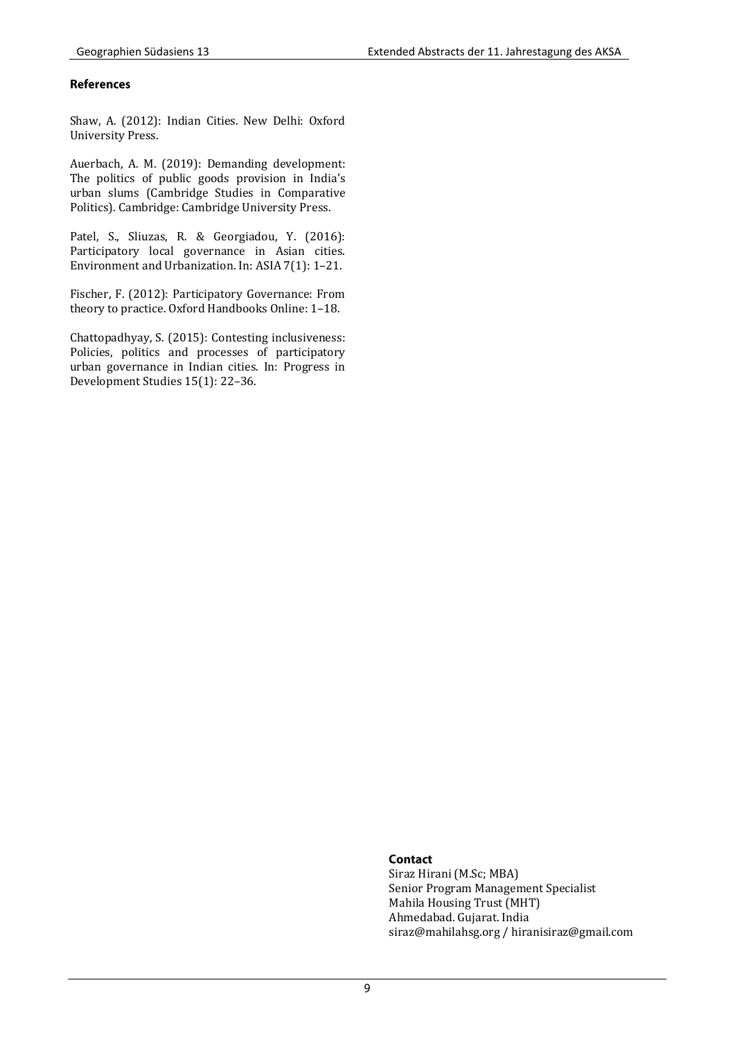### References

Shaw, A. (2012): Indian Cities. New Delhi: Oxford University Press.

Auerbach, A. M. (2019): Demanding development: The politics of public goods provision in India's urban slums (Cambridge Studies in Comparative Politics). Cambridge: Cambridge University Press.

Patel, S., Sliuzas, R. & Georgiadou, Y. (2016): Participatory local governance in Asian cities. Environment and Urbanization. In: ASIA 7(1): 1–21.

Fischer, F. (2012): Participatory Governance: From theory to practice. Oxford Handbooks Online: 1–18.

Chattopadhyay, S. (2015): Contesting inclusiveness: Policies, politics and processes of participatory urban governance in Indian cities. In: Progress in Development Studies 15(1): 22–36.

**Contact**

Siraz Hirani (M.Sc; MBA)
Senior Program Management Specialist
Mahila Housing Trust (MHT)
Ahmedabad. Gujarat. India
siraz@mahilahsg.org / hiranisiraz@gmail.com